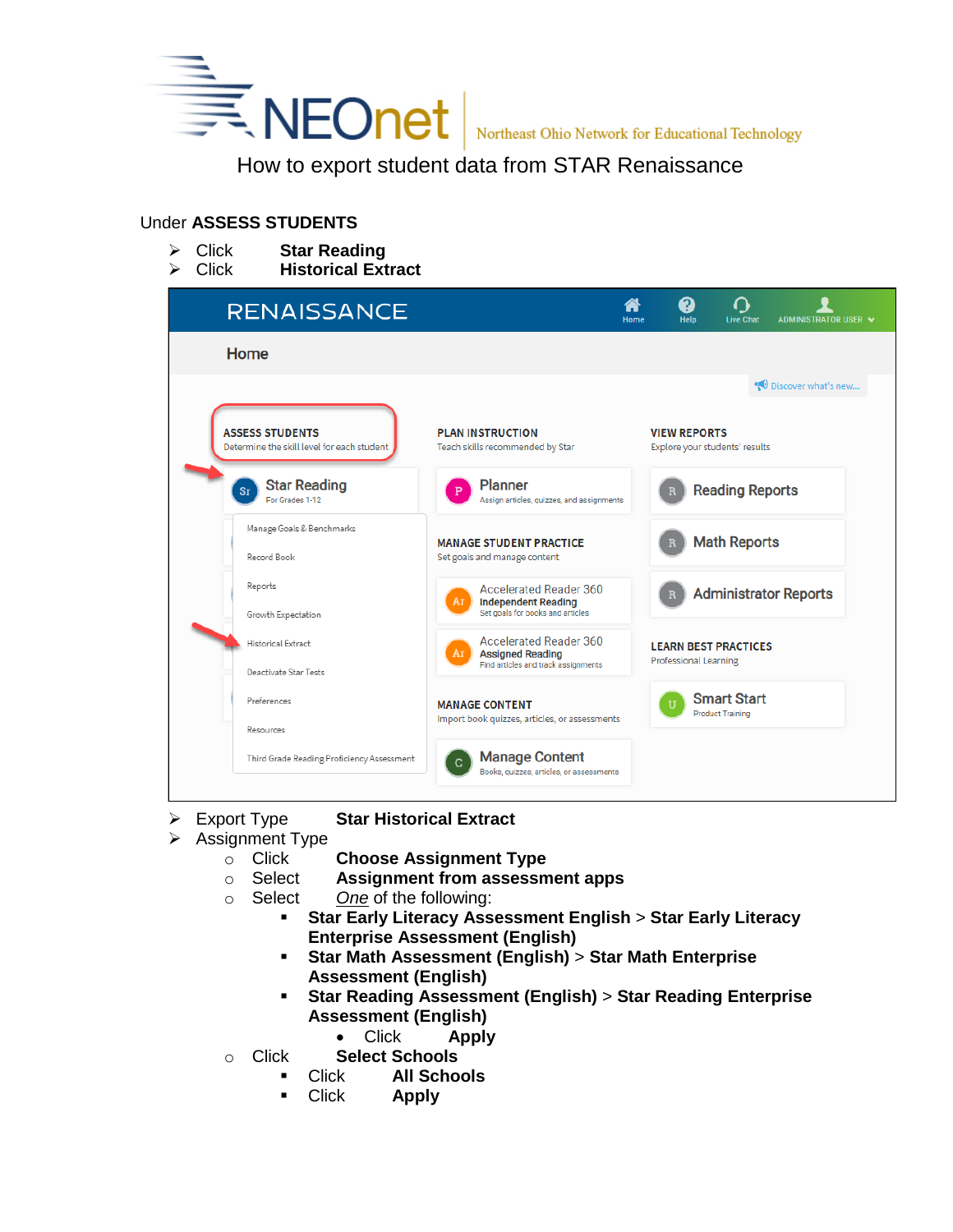NEOnet Northeast Ohio Network for Educational Technology

# How to export student data from STAR Renaissance

Under **ASSESS STUDENTS**

- Click **Star Reading**
- Click **Historical Extract**

- Export Type **Star Historical Extract**
- Assignment Type
  - Click **Choose Assignment Type**
  - Select **Assignment from assessment apps**
  - Select *One* of the following:
    - **Star Early Literacy Assessment English** > **Star Early Literacy Enterprise Assessment (English)**
    - **Star Math Assessment (English)** > **Star Math Enterprise Assessment (English)**
    - **Star Reading Assessment (English)** > **Star Reading Enterprise Assessment (English)**
      - Click **Apply**
  - Click **Select Schools**
    - Click **All Schools**
    - Click **Apply**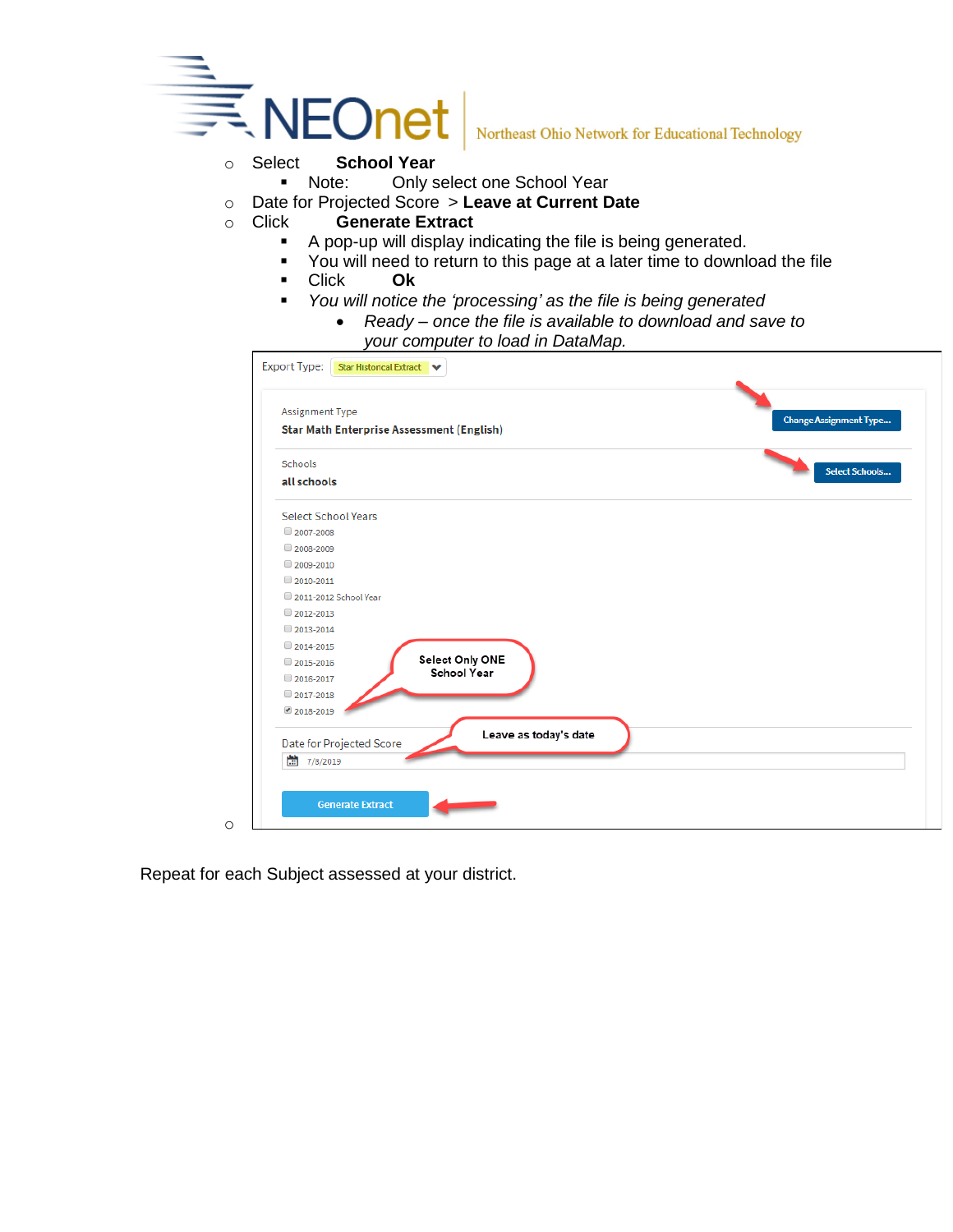- Select **School Year**
  - Note: Only select one School Year
- Date for Projected Score > **Leave at Current Date**
- Click **Generate Extract**
  - A pop-up will display indicating the file is being generated.
  - You will need to return to this page at a later time to download the file
  - Click **Ok**
  - *You will notice the 'processing' as the file is being generated*
    - *Ready – once the file is available to download and save to your computer to load in DataMap.*

Export Type: Star Historical Extract

Assignment Type
Star Math Enterprise Assessment (English)
Change Assignment Type...

Schools
all schools
Select Schools...

Select School Years
- [ ] 2007-2008
- [ ] 2008-2009
- [ ] 2009-2010
- [ ] 2010-2011
- [ ] 2011-2012 School Year
- [ ] 2012-2013
- [ ] 2013-2014
- [ ] 2014-2015
- [ ] 2015-2016
- [ ] 2016-2017
- [ ] 2017-2018
- [x] 2018-2019

Select Only ONE School Year

Date for Projected Score
7/8/2019

Leave as today's date

Generate Extract

Repeat for each Subject assessed at your district.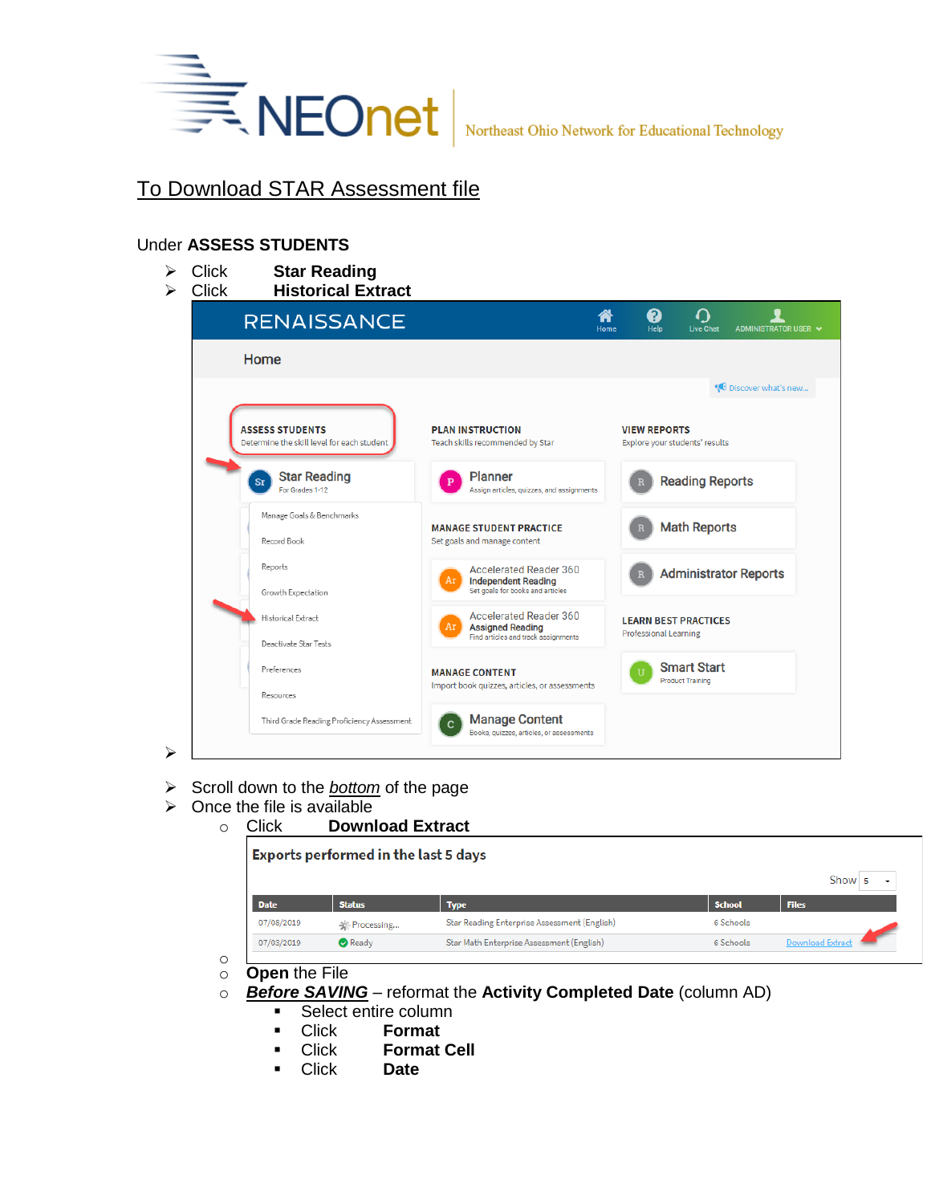## To Download STAR Assessment file

Under **ASSESS STUDENTS**

- Click **Star Reading**
- Click **Historical Extract**

- Scroll down to the *bottom* of the page
- Once the file is available
  - Click **Download Extract**

**Exports performed in the last 5 days**

| Date | Status | Type | School | Files |
|---|---|---|---|---|
| 07/08/2019 | Processing... | Star Reading Enterprise Assessment (English) | 6 Schools | |
| 07/03/2019 | Ready | Star Math Enterprise Assessment (English) | 6 Schools | Download Extract |

  - **Open** the File
  - ***Before SAVING*** – reformat the **Activity Completed Date** (column AD)
    - Select entire column
    - Click **Format**
    - Click **Format Cell**
    - Click **Date**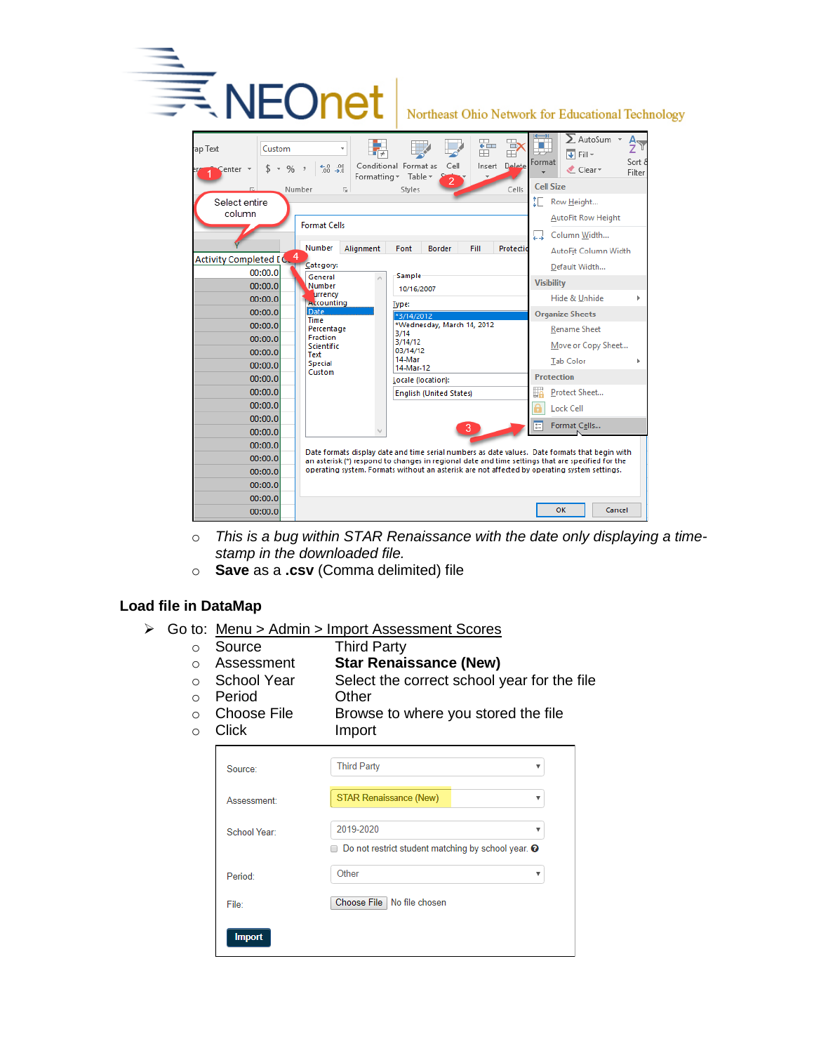- *This is a bug within STAR Renaissance with the date only displaying a time-stamp in the downloaded file.*
- **Save** as a **.csv** (Comma delimited) file

### Load file in DataMap

- Go to: Menu > Admin > Import Assessment Scores
  - Source — Third Party
  - Assessment — **Star Renaissance (New)**
  - School Year — Select the correct school year for the file
  - Period — Other
  - Choose File — Browse to where you stored the file
  - Click — Import